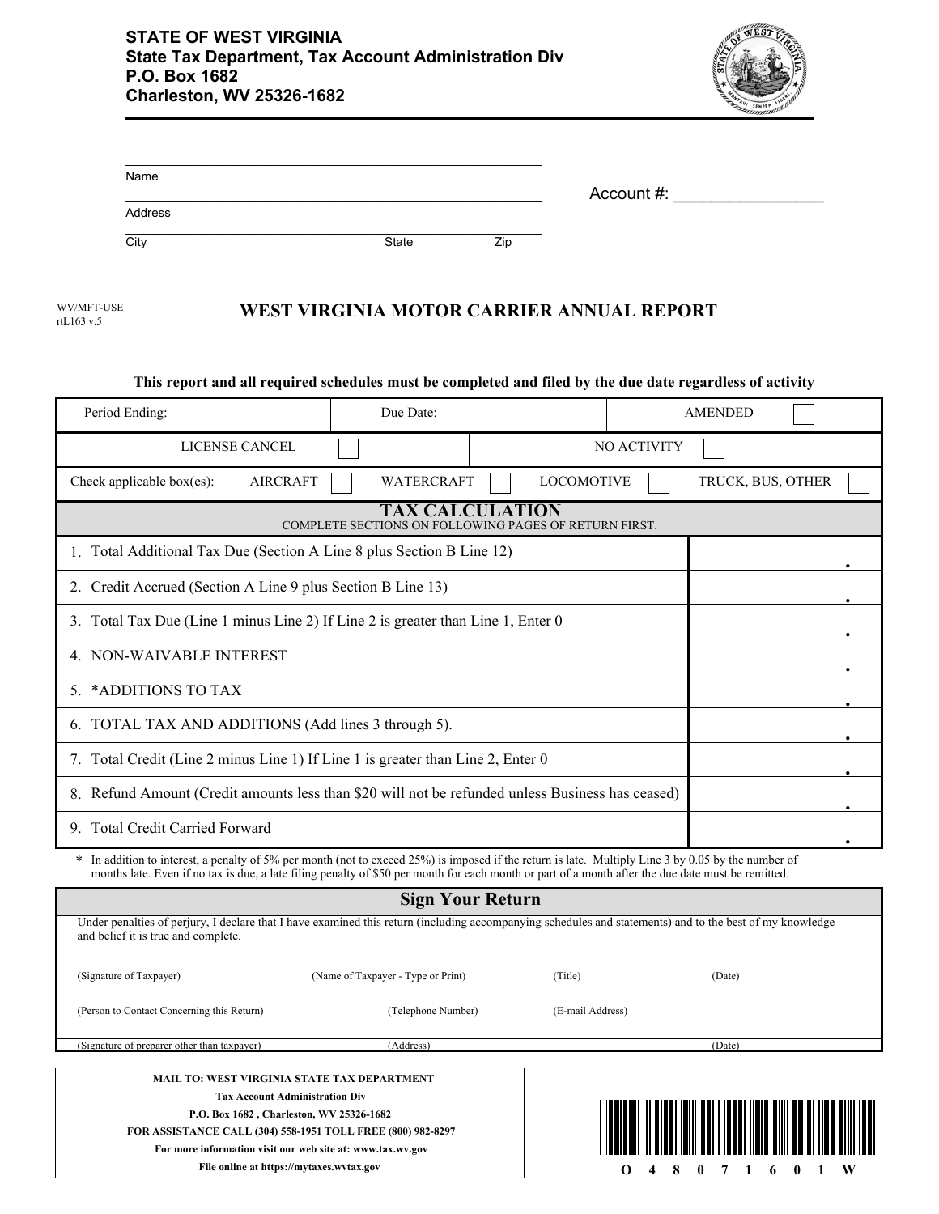**STATE OF WEST VIRGINIA**
**State Tax Department, Tax Account Administration Div**
**P.O. Box 1682**
**Charleston, WV 25326-1682**

Name

Address

City　　　　State　　　　Zip

Account #: ________________

WV/MFT-USE
rtL163 v.5

# WEST VIRGINIA MOTOR CARRIER ANNUAL REPORT

**This report and all required schedules must be completed and filed by the due date regardless of activity**

| Period Ending: | Due Date: | AMENDED ☐ |
|---|---|---|
| LICENSE CANCEL ☐ | NO ACTIVITY ☐ | |
| Check applicable box(es): AIRCRAFT ☐ WATERCRAFT ☐ | LOCOMOTIVE ☐ | TRUCK, BUS, OTHER ☐ |

## TAX CALCULATION

COMPLETE SECTIONS ON FOLLOWING PAGES OF RETURN FIRST.

| Line | Amount |
|---|---|
| 1. Total Additional Tax Due (Section A Line 8 plus Section B Line 12) | . |
| 2. Credit Accrued (Section A Line 9 plus Section B Line 13) | . |
| 3. Total Tax Due (Line 1 minus Line 2) If Line 2 is greater than Line 1, Enter 0 | . |
| 4. NON-WAIVABLE INTEREST | . |
| 5. *ADDITIONS TO TAX | . |
| 6. TOTAL TAX AND ADDITIONS (Add lines 3 through 5). | . |
| 7. Total Credit (Line 2 minus Line 1) If Line 1 is greater than Line 2, Enter 0 | . |
| 8. Refund Amount (Credit amounts less than $20 will not be refunded unless Business has ceased) | . |
| 9. Total Credit Carried Forward | . |

\* In addition to interest, a penalty of 5% per month (not to exceed 25%) is imposed if the return is late. Multiply Line 3 by 0.05 by the number of months late. Even if no tax is due, a late filing penalty of $50 per month for each month or part of a month after the due date must be remitted.

## Sign Your Return

Under penalties of perjury, I declare that I have examined this return (including accompanying schedules and statements) and to the best of my knowledge and belief it is true and complete.

| (Signature of Taxpayer) | (Name of Taxpayer - Type or Print) | (Title) | (Date) |
|---|---|---|---|
| (Person to Contact Concerning this Return) | (Telephone Number) | (E-mail Address) | |
| (Signature of preparer other than taxpayer) | (Address) | | (Date) |

**MAIL TO: WEST VIRGINIA STATE TAX DEPARTMENT**
**Tax Account Administration Div**
**P.O. Box 1682 , Charleston, WV 25326-1682**
**FOR ASSISTANCE CALL (304) 558-1951 TOLL FREE (800) 982-8297**
**For more information visit our web site at: www.tax.wv.gov**
**File online at https://mytaxes.wvtax.gov**

O 4 8 0 7 1 6 0 1 W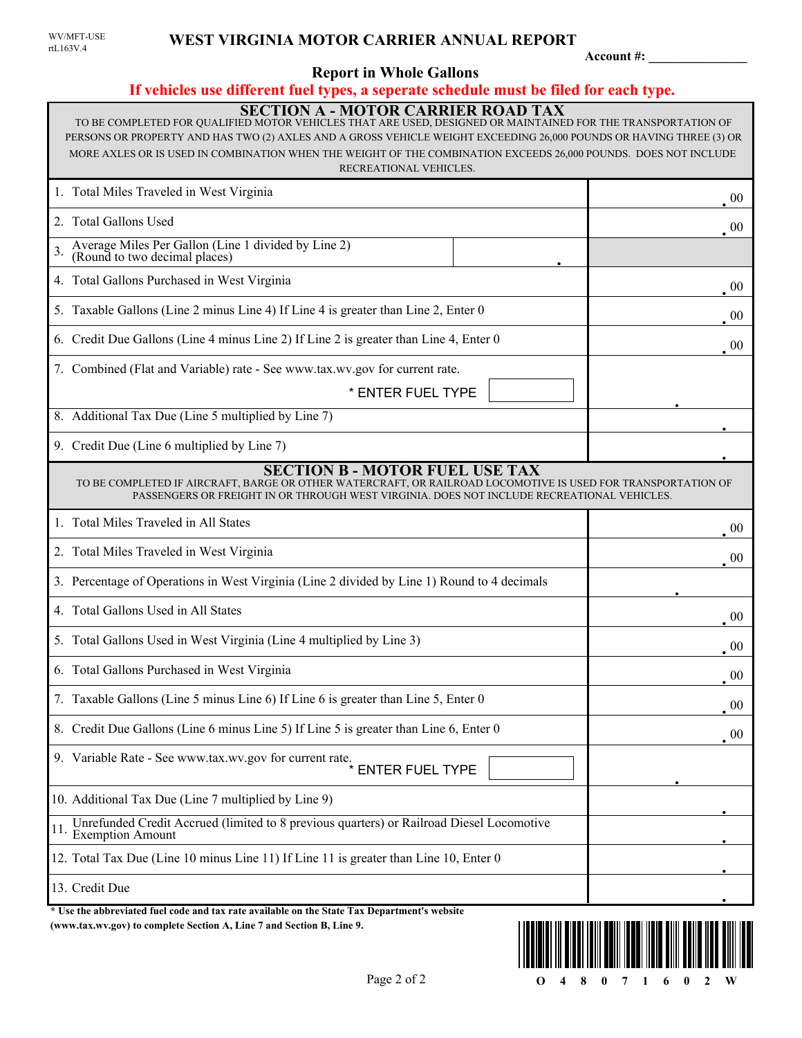WV/MFT-USE
rtL163V.4

# WEST VIRGINIA MOTOR CARRIER ANNUAL REPORT

**Account #:** _______________

### Report in Whole Gallons

**If vehicles use different fuel types, a seperate schedule must be filed for each type.**

## SECTION A - MOTOR CARRIER ROAD TAX

TO BE COMPLETED FOR QUALIFIED MOTOR VEHICLES THAT ARE USED, DESIGNED OR MAINTAINED FOR THE TRANSPORTATION OF PERSONS OR PROPERTY AND HAS TWO (2) AXLES AND A GROSS VEHICLE WEIGHT EXCEEDING 26,000 POUNDS OR HAVING THREE (3) OR MORE AXLES OR IS USED IN COMBINATION WHEN THE WEIGHT OF THE COMBINATION EXCEEDS 26,000 POUNDS. DOES NOT INCLUDE RECREATIONAL VEHICLES.

| | | |
|---|---|---|
| 1. Total Miles Traveled in West Virginia | | .00 |
| 2. Total Gallons Used | | .00 |
| 3. Average Miles Per Gallon (Line 1 divided by Line 2) (Round to two decimal places) | . | |
| 4. Total Gallons Purchased in West Virginia | | .00 |
| 5. Taxable Gallons (Line 2 minus Line 4) If Line 4 is greater than Line 2, Enter 0 | | .00 |
| 6. Credit Due Gallons (Line 4 minus Line 2) If Line 2 is greater than Line 4, Enter 0 | | .00 |
| 7. Combined (Flat and Variable) rate - See www.tax.wv.gov for current rate. * ENTER FUEL TYPE | | . |
| 8. Additional Tax Due (Line 5 multiplied by Line 7) | | . |
| 9. Credit Due (Line 6 multiplied by Line 7) | | . |

## SECTION B - MOTOR FUEL USE TAX

TO BE COMPLETED IF AIRCRAFT, BARGE OR OTHER WATERCRAFT, OR RAILROAD LOCOMOTIVE IS USED FOR TRANSPORTATION OF PASSENGERS OR FREIGHT IN OR THROUGH WEST VIRGINIA. DOES NOT INCLUDE RECREATIONAL VEHICLES.

| | |
|---|---|
| 1. Total Miles Traveled in All States | .00 |
| 2. Total Miles Traveled in West Virginia | .00 |
| 3. Percentage of Operations in West Virginia (Line 2 divided by Line 1) Round to 4 decimals | . |
| 4. Total Gallons Used in All States | .00 |
| 5. Total Gallons Used in West Virginia (Line 4 multiplied by Line 3) | .00 |
| 6. Total Gallons Purchased in West Virginia | .00 |
| 7. Taxable Gallons (Line 5 minus Line 6) If Line 6 is greater than Line 5, Enter 0 | .00 |
| 8. Credit Due Gallons (Line 6 minus Line 5) If Line 5 is greater than Line 6, Enter 0 | .00 |
| 9. Variable Rate - See www.tax.wv.gov for current rate. * ENTER FUEL TYPE | . |
| 10. Additional Tax Due (Line 7 multiplied by Line 9) | . |
| 11. Unrefunded Credit Accrued (limited to 8 previous quarters) or Railroad Diesel Locomotive Exemption Amount | . |
| 12. Total Tax Due (Line 10 minus Line 11) If Line 11 is greater than Line 10, Enter 0 | . |
| 13. Credit Due | . |

**\* Use the abbreviated fuel code and tax rate available on the State Tax Department's website (www.tax.wv.gov) to complete Section A, Line 7 and Section B, Line 9.**

O 4 8 0 7 1 6 0 2 W